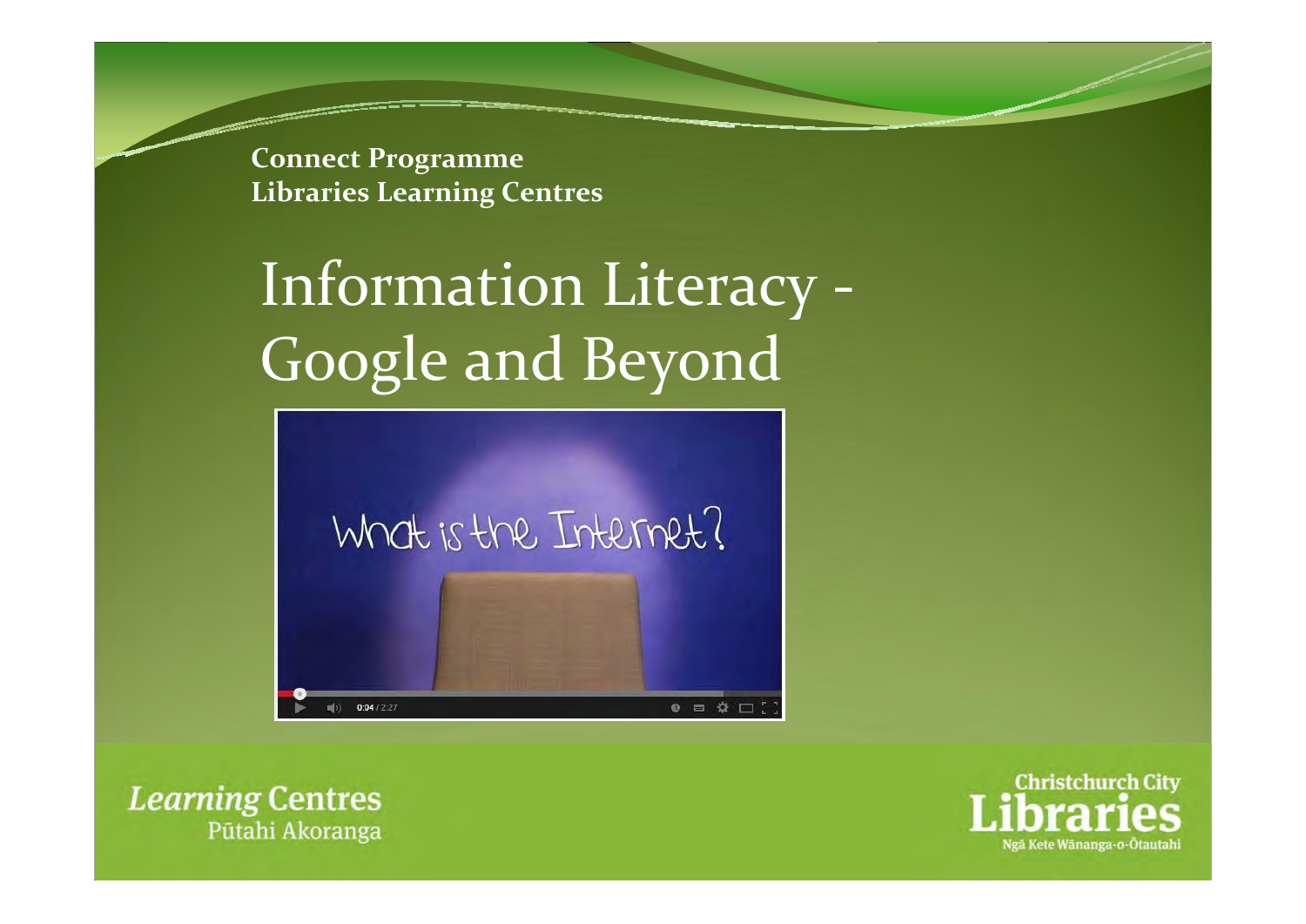**Connect Programme**
**Libraries Learning Centres**

# Information Literacy - Google and Beyond

*Learning* Centres
Pūtahi Akoranga

Christchurch City Libraries
Ngā Kete Wānanga-o-Ōtautahi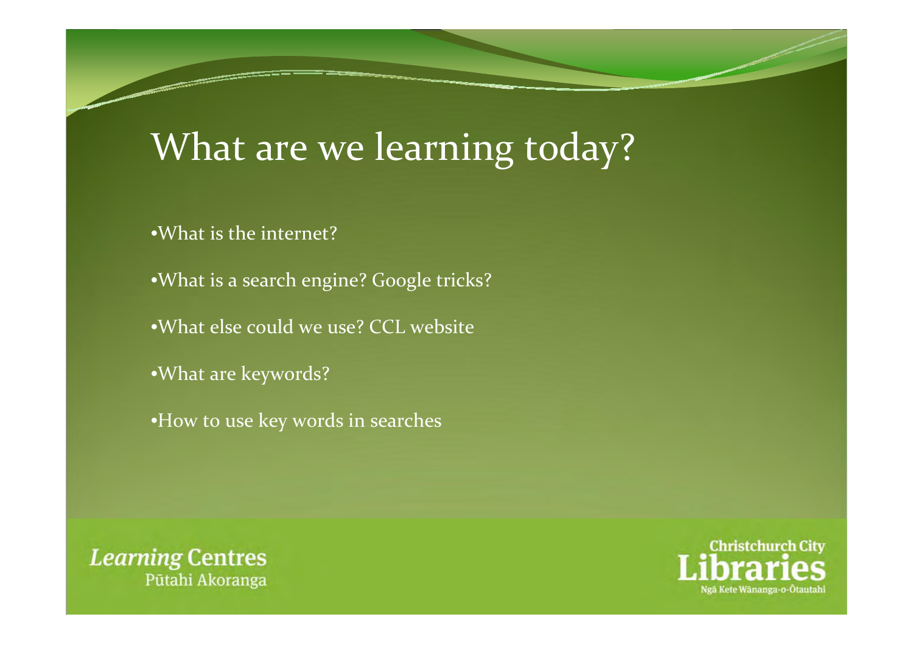# What are we learning today?

- What is the internet?
- What is a search engine? Google tricks?
- What else could we use? CCL website
- What are keywords?
- How to use key words in searches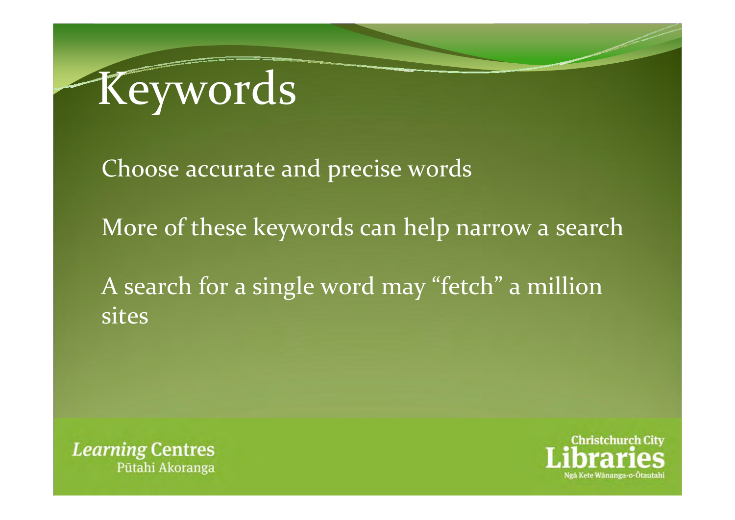# Keywords

Choose accurate and precise words

More of these keywords can help narrow a search

A search for a single word may "fetch" a million sites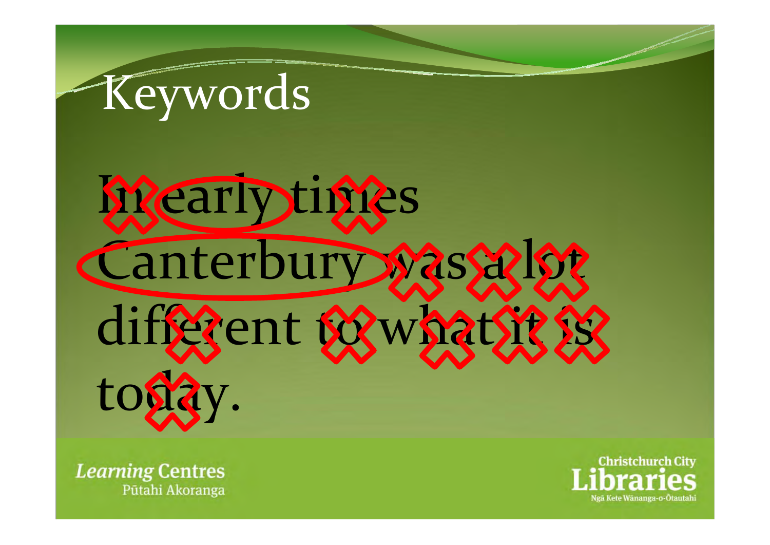# Keywords

In early times Canterbury was a lot different to what it is today.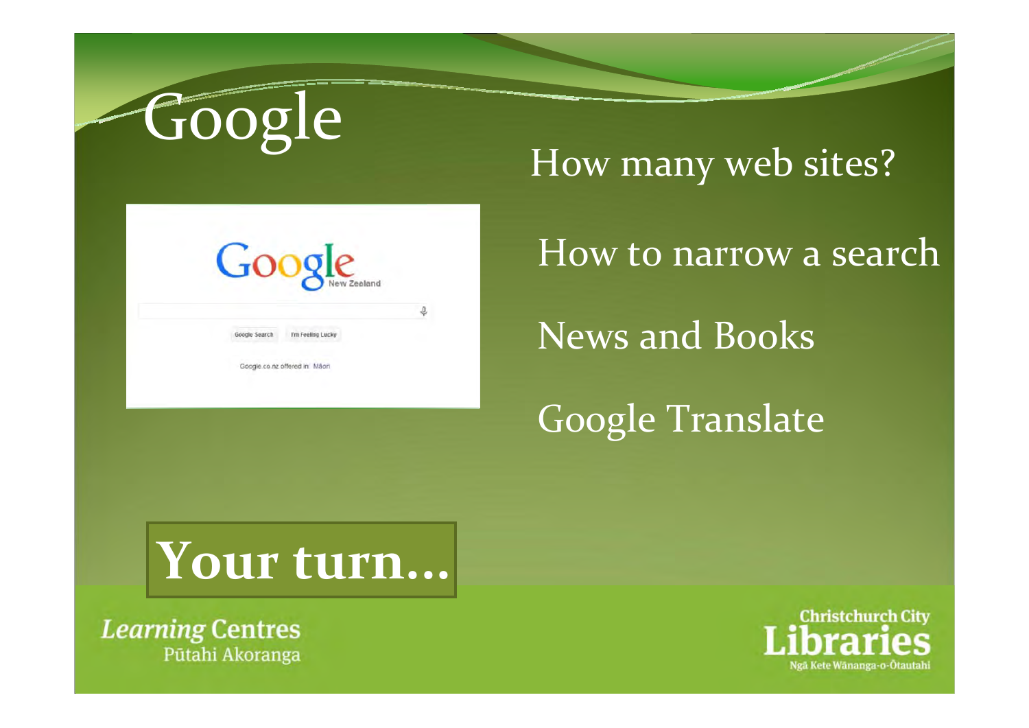# Google

How many web sites?

How to narrow a search

News and Books

Google Translate

**Your turn…**

*Learning* Centres
Pūtahi Akoranga

Christchurch City
Libraries
Ngā Kete Wānanga-o-Ōtautahi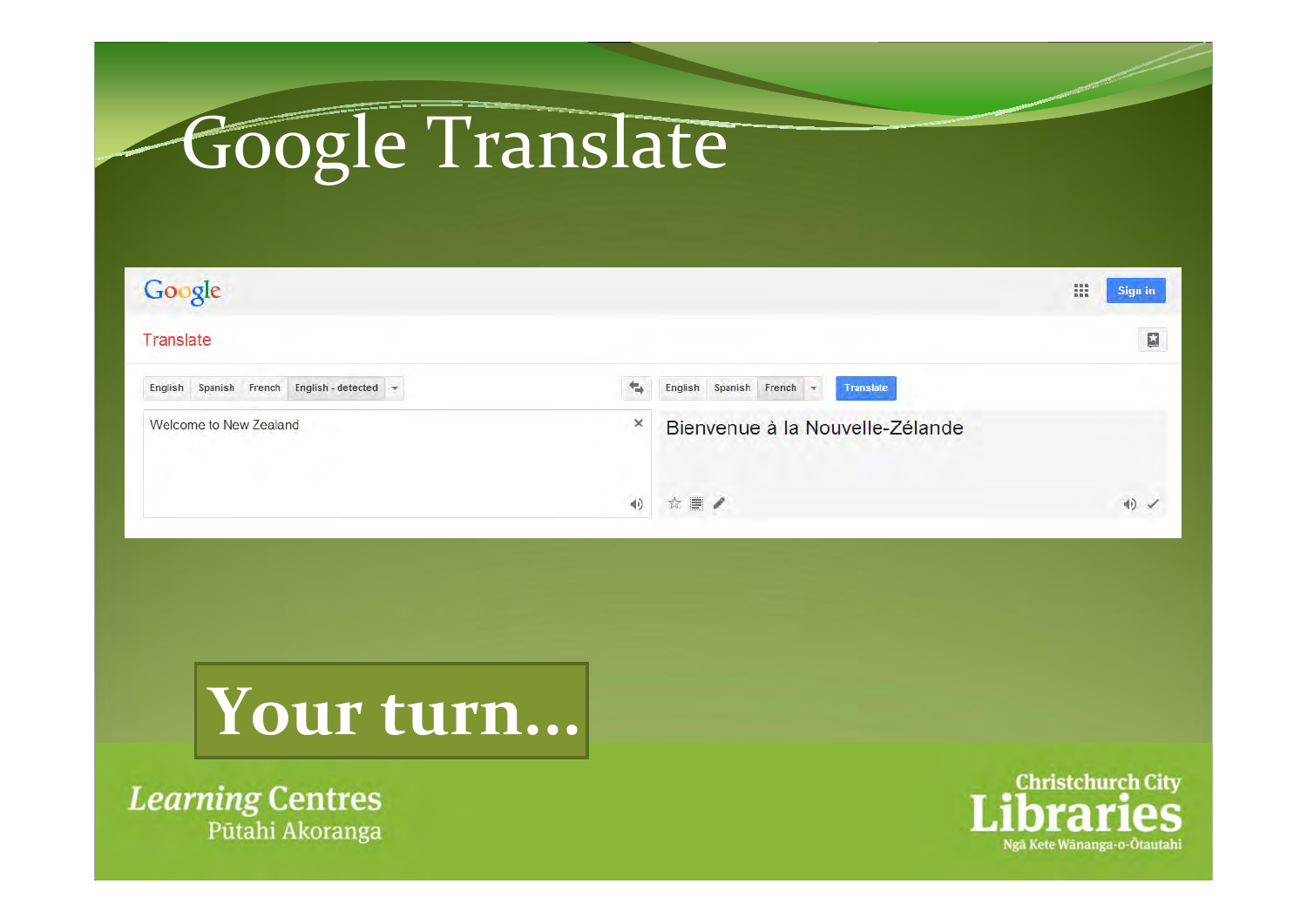# Google Translate

Google

Translate

English | Spanish | French | English - detected

Welcome to New Zealand

English | Spanish | French | Translate

Bienvenue à la Nouvelle-Zélande

**Your turn…**

Learning Centres
Pūtahi Akoranga

Christchurch City Libraries
Ngā Kete Wānanga-o-Ōtautahi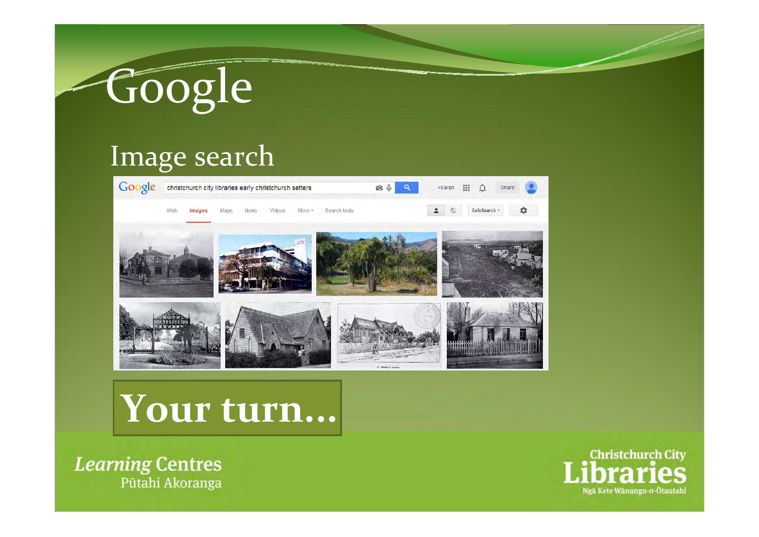# Google

## Image search

**Your turn…**

*Learning* Centres
Pūtahi Akoranga

Christchurch City Libraries
Ngā Kete Wānanga-o-Ōtautahi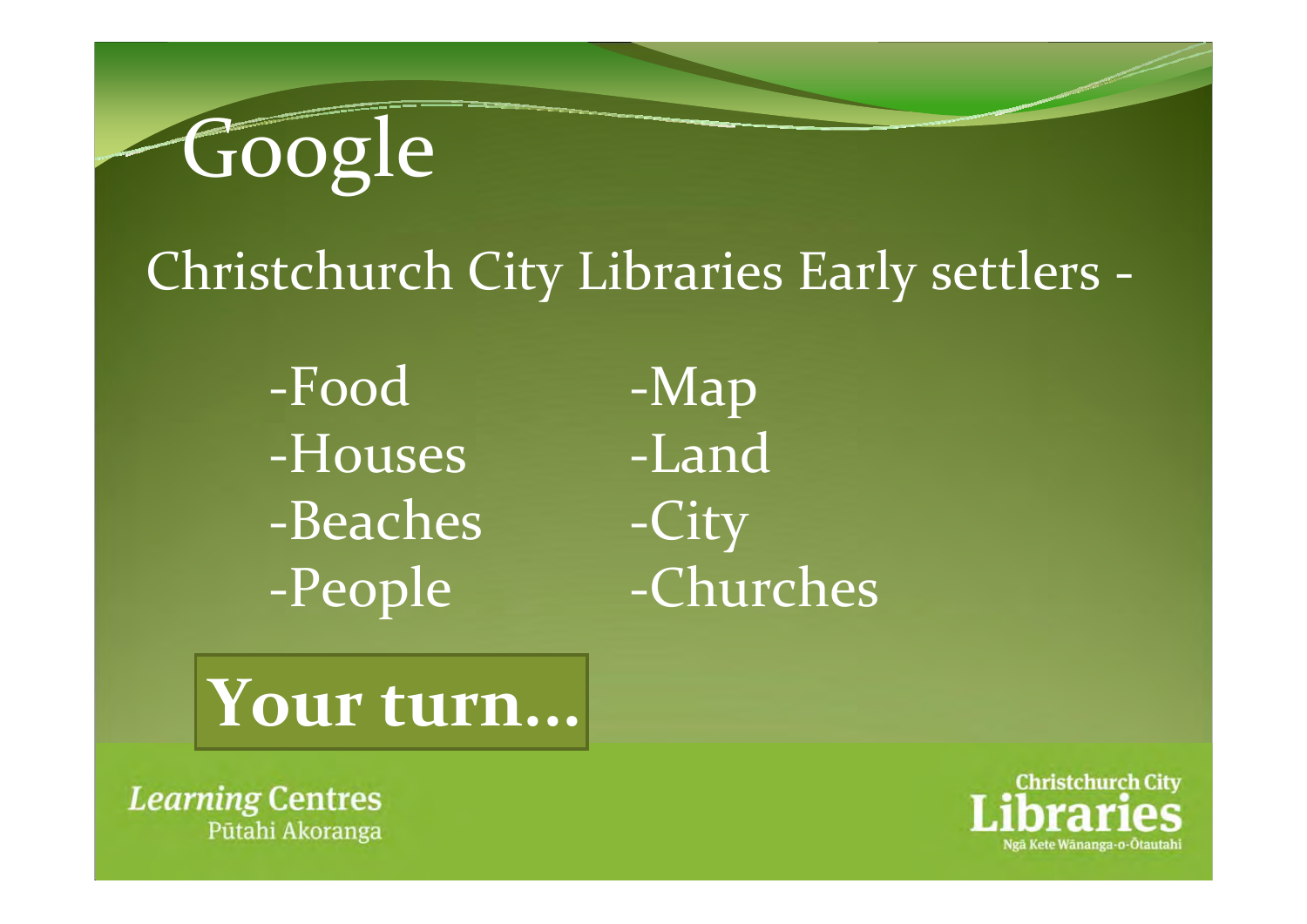# Google

Christchurch City Libraries Early settlers -

- -Food
- -Houses
- -Beaches
- -People
- -Map
- -Land
- -City
- -Churches

**Your turn…**

*Learning* Centres
Pūtahi Akoranga

Christchurch City Libraries
Ngā Kete Wānanga-o-Ōtautahi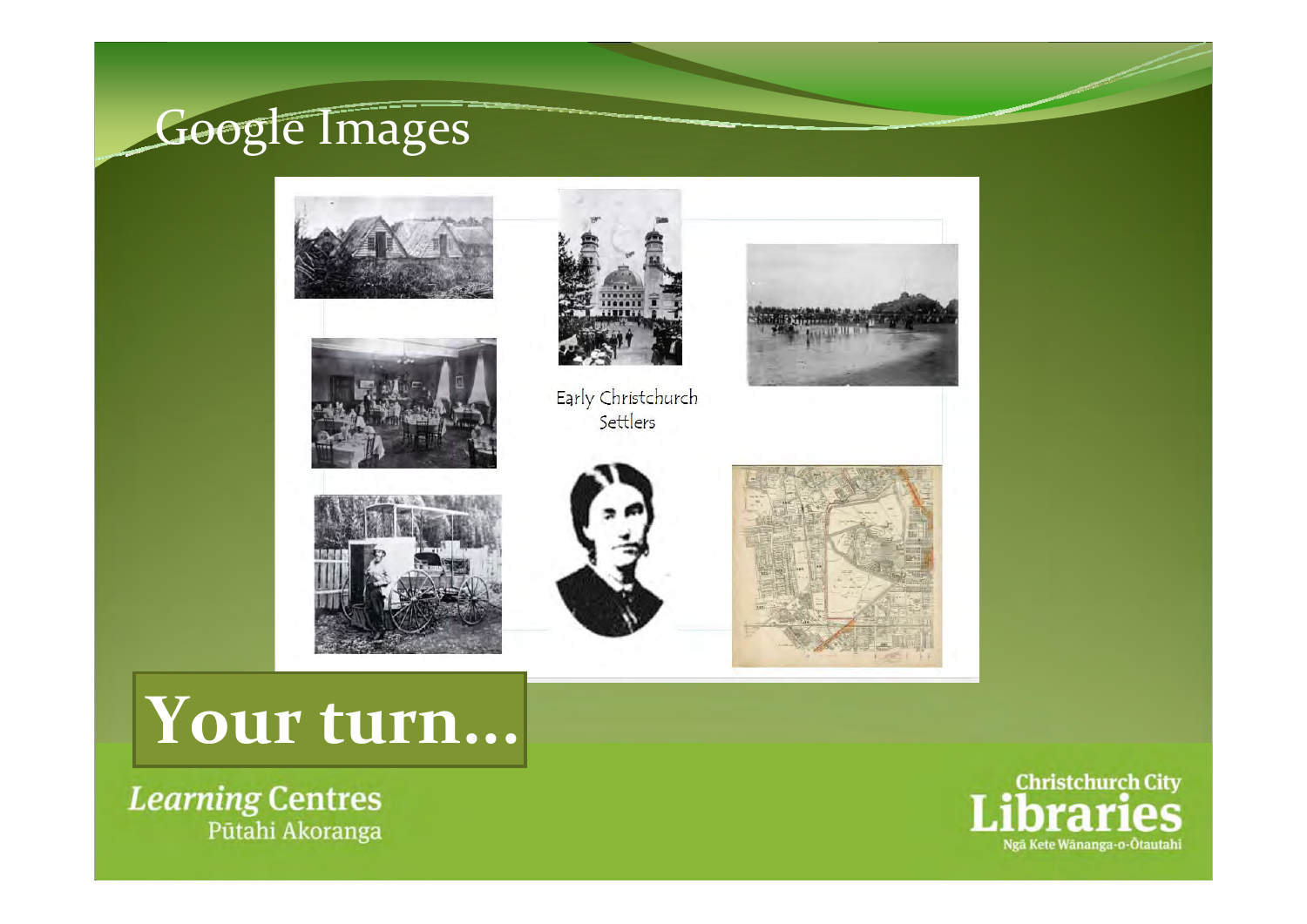# Google Images

Early Christchurch Settlers

## Your turn…

*Learning* Centres
Pūtahi Akoranga

Christchurch City Libraries
Ngā Kete Wānanga-o-Ōtautahi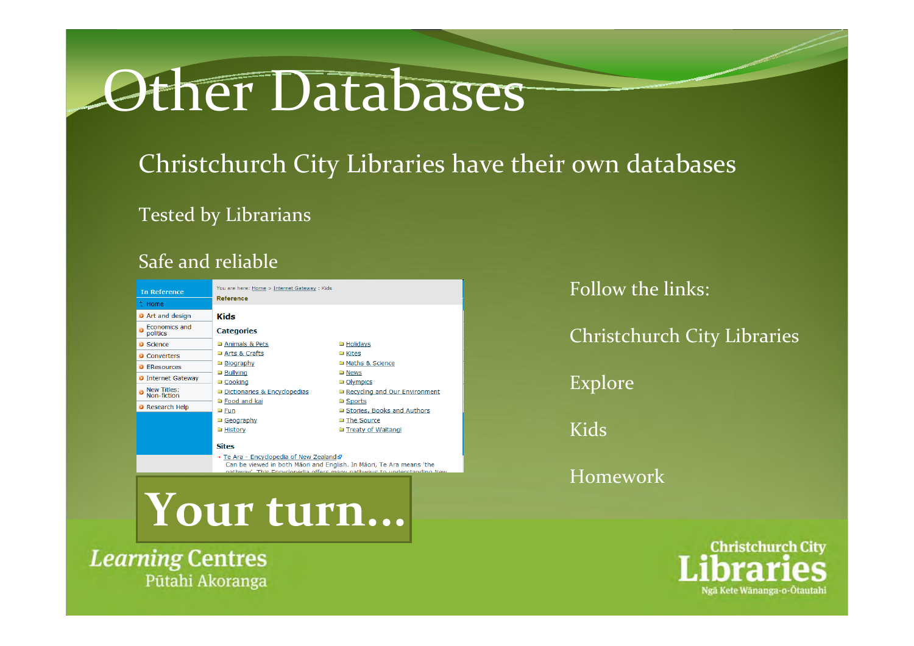# Other Databases

Christchurch City Libraries have their own databases

Tested by Librarians

Safe and reliable

In Reference

- Home
- Art and design
- Economics and politics
- Science
- Converters
- EResources
- Internet Gateway
- New Titles: Non-fiction
- Research Help

You are here: Home > Internet Gateway : Kids

Reference

Kids

Categories

- Animals & Pets
- Arts & Crafts
- Biography
- Bullying
- Cooking
- Dictionaries & Encyclopedias
- Food and kai
- Fun
- Geography
- History
- Holidays
- Kites
- Maths & Science
- News
- Olympics
- Recycling and Our Environment
- Sports
- Stories, Books and Authors
- The Source
- Treaty of Waitangi

Sites

- Te Ara - Encyclopedia of New Zealand

  Can be viewed in both Māori and English. In Māori, Te Ara means 'the pathway'. This Encyclopedia offers many pathways to understanding New

Follow the links:

Christchurch City Libraries

Explore

Kids

Homework

**Your turn…**

Learning Centres
Pūtahi Akoranga

Christchurch City Libraries
Ngā Kete Wānanga-o-Ōtautahi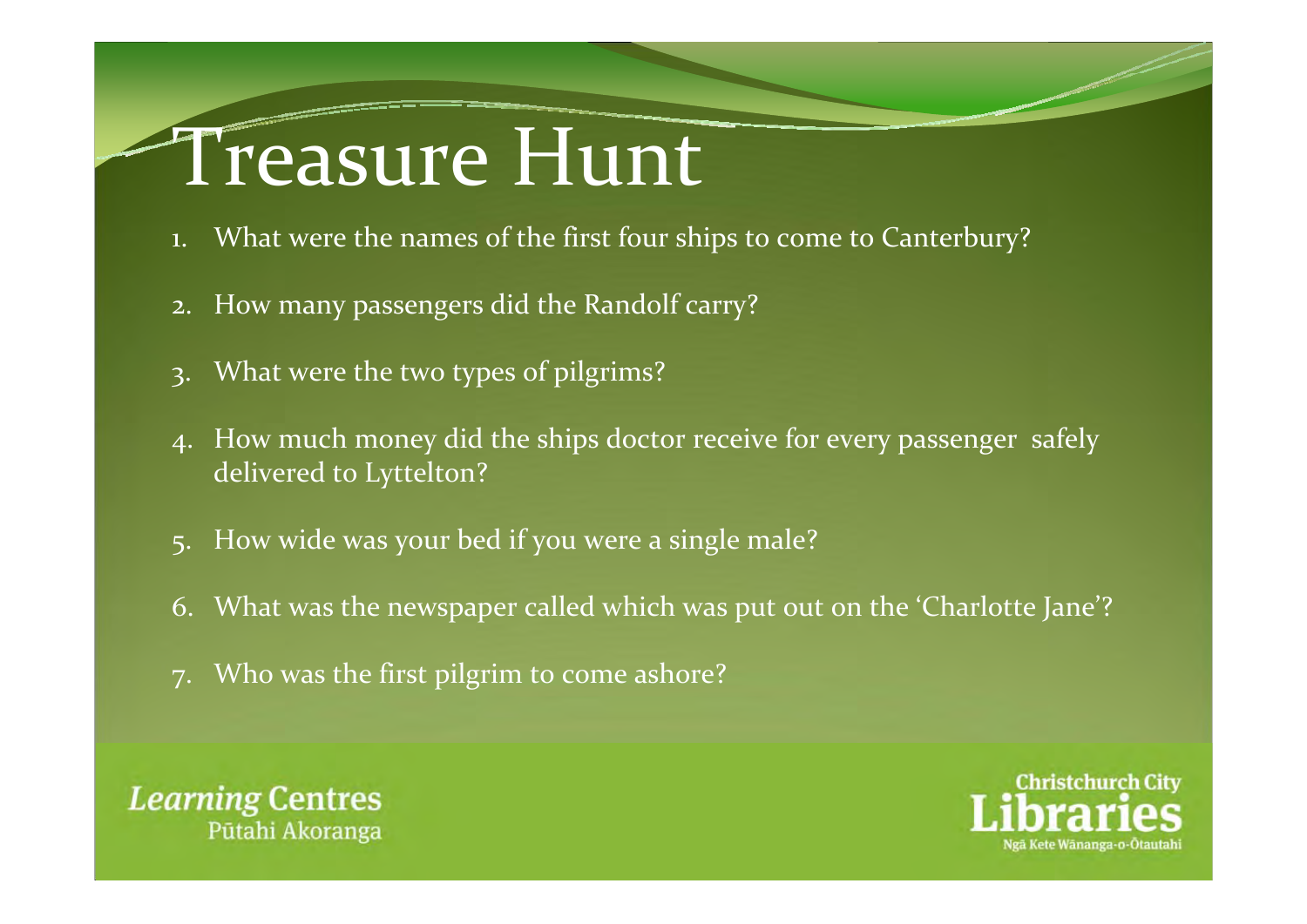# Treasure Hunt

1. What were the names of the first four ships to come to Canterbury?
2. How many passengers did the Randolf carry?
3. What were the two types of pilgrims?
4. How much money did the ships doctor receive for every passenger safely delivered to Lyttelton?
5. How wide was your bed if you were a single male?
6. What was the newspaper called which was put out on the 'Charlotte Jane'?
7. Who was the first pilgrim to come ashore?

*Learning* Centres
Pūtahi Akoranga

Christchurch City Libraries
Ngā Kete Wānanga-o-Ōtautahi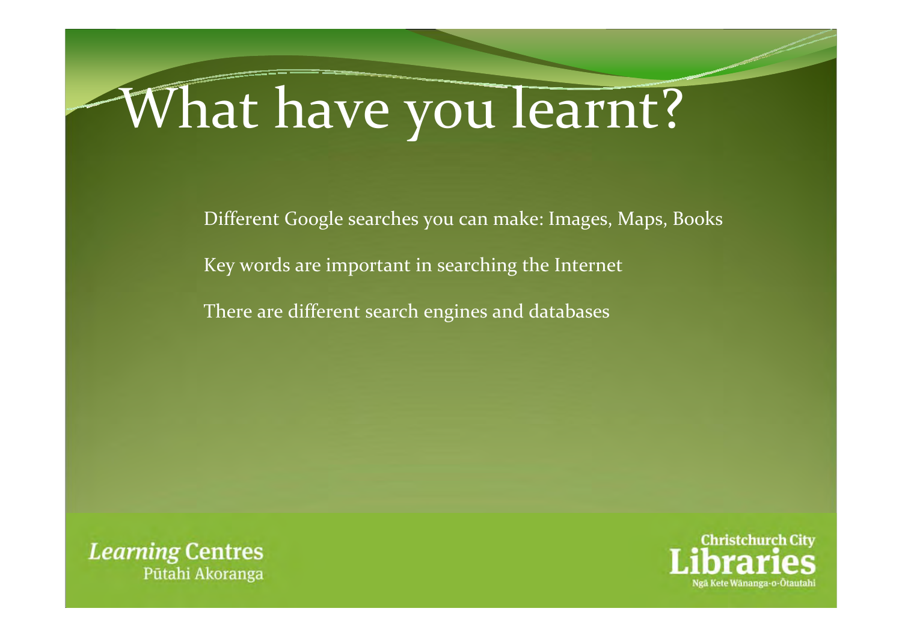# What have you learnt?

Different Google searches you can make: Images, Maps, Books

Key words are important in searching the Internet

There are different search engines and databases

*Learning* Centres
Pūtahi Akoranga

Christchurch City Libraries
Ngā Kete Wānanga-o-Ōtautahi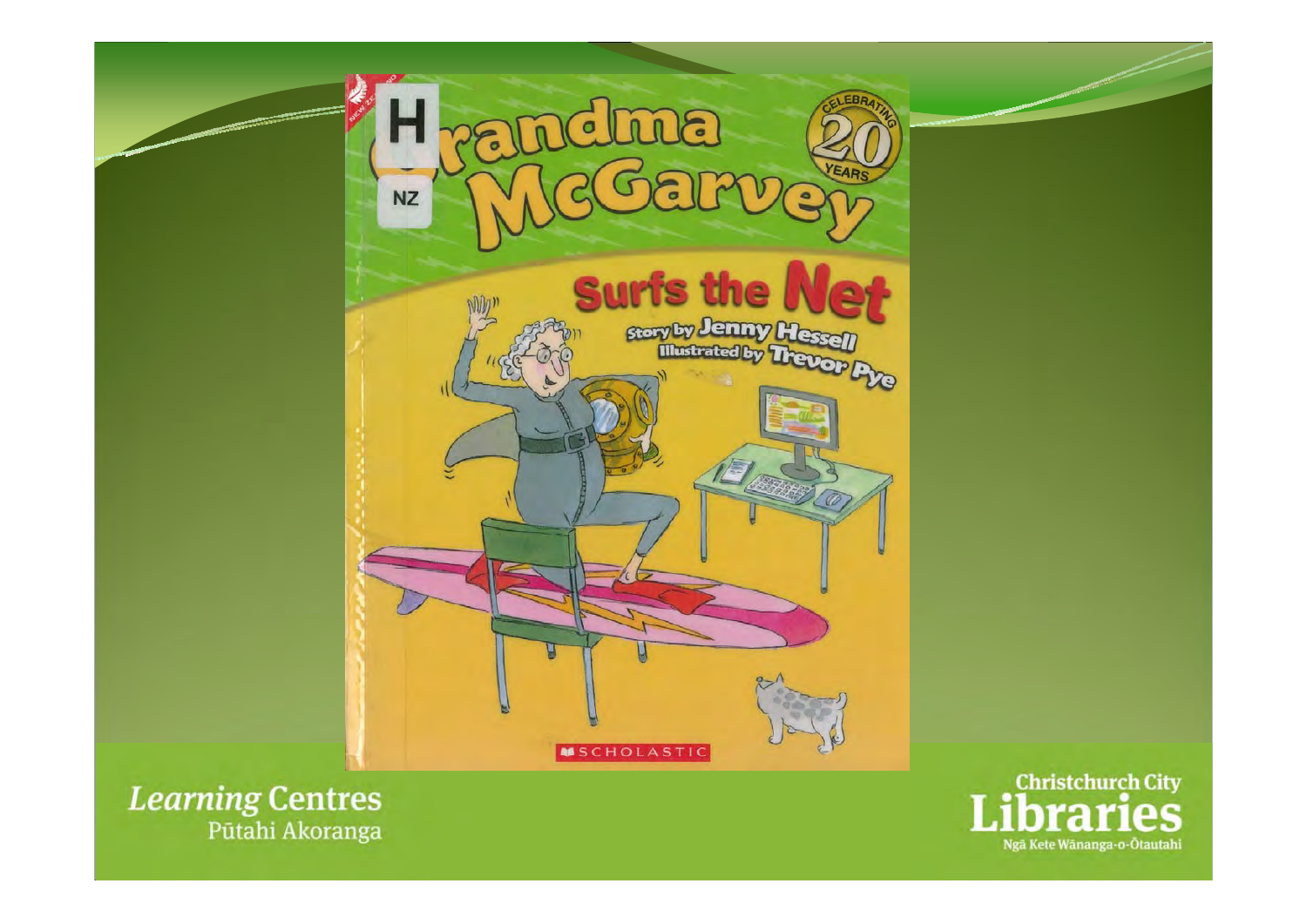Grandma McGarvey

Surfs the Net

Story by Jenny Hessell

Illustrated by Trevor Pye

CELEBRATING 20 YEARS

SCHOLASTIC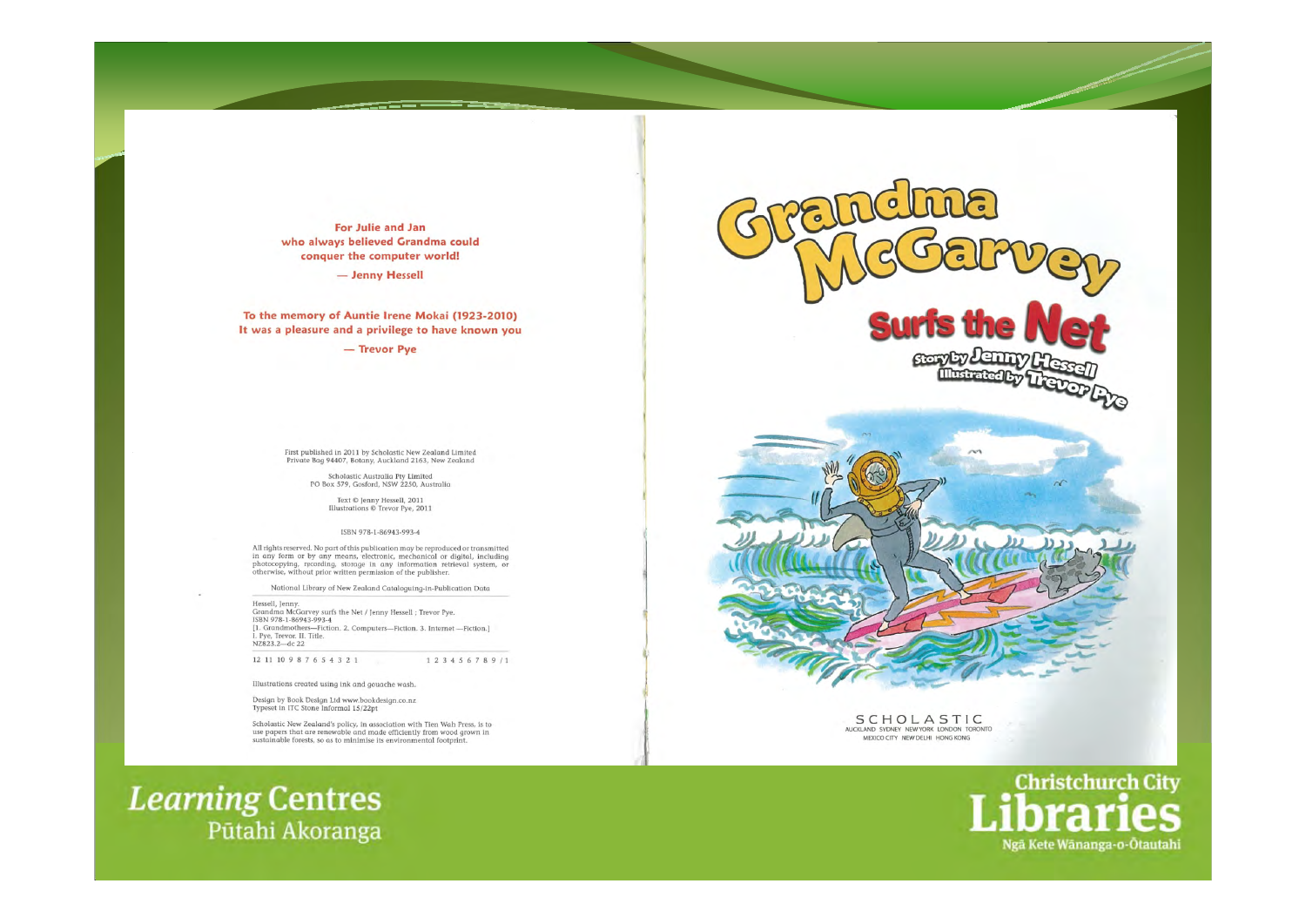For Julie and Jan
who always believed Grandma could
conquer the computer world!

— Jenny Hessell

To the memory of Auntie Irene Mokai (1923-2010)
It was a pleasure and a privilege to have known you

— Trevor Pye

First published in 2011 by Scholastic New Zealand Limited
Private Bag 94407, Botany, Auckland 2163, New Zealand

Scholastic Australia Pty Limited
PO Box 579, Gosford, NSW 2250, Australia

Text © Jenny Hessell, 2011
Illustrations © Trevor Pye, 2011

ISBN 978-1-86943-993-4

All rights reserved. No part of this publication may be reproduced or transmitted in any form or by any means, electronic, mechanical or digital, including photocopying, recording, storage in any information retrieval system, or otherwise, without prior written permission of the publisher.

National Library of New Zealand Cataloguing-in-Publication Data

Hessell, Jenny.
Grandma McGarvey surfs the Net / Jenny Hessell ; Trevor Pye.
ISBN 978-1-86943-993-4
[1. Grandmothers—Fiction. 2. Computers—Fiction. 3. Internet —Fiction.]
I. Pye, Trevor. II. Title.
NZ823.2—dc 22

12 11 10 9 8 7 6 5 4 3 2 1 1 2 3 4 5 6 7 8 9 / 1

Illustrations created using ink and gouache wash.

Design by Book Design Ltd www.bookdesign.co.nz
Typeset in ITC Stone Informal 15/22pt

Scholastic New Zealand's policy, in association with Tien Wah Press, is to use papers that are renewable and made efficiently from wood grown in sustainable forests, so as to minimise its environmental footprint.

# Grandma McGarvey Surfs the Net

Story by Jenny Hessell
Illustrated by Trevor Pye

SCHOLASTIC
AUCKLAND SYDNEY NEW YORK LONDON TORONTO
MEXICO CITY NEW DELHI HONG KONG

*Learning* Centres
Pūtahi Akoranga

Christchurch City
Libraries
Ngā Kete Wānanga-o-Ōtautahi